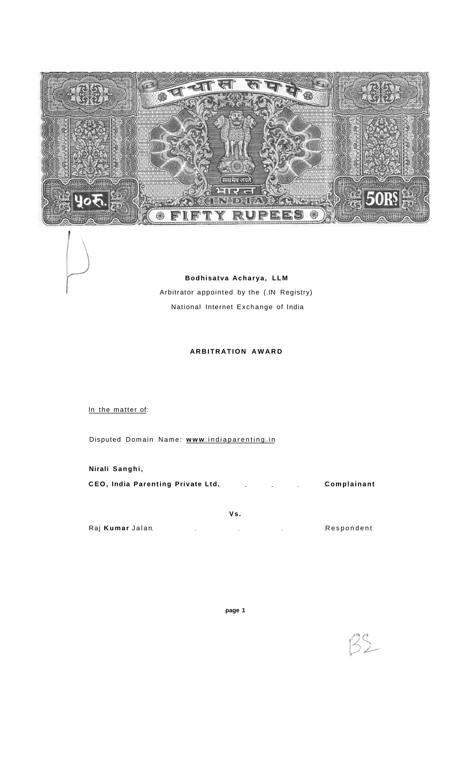**Bodhisatva Acharya, LLM**

Arbitrator appointed by the (.IN Registry)

National Internet Exchange of India

**ARBITRATION AWARD**

In the matter of:

Disputed Domain Name: **www**.indiaparenting.in

**Nirali Sanghi,**

**CEO, India Parenting Private Ltd.** . . . . **Complainant**

**Vs.**

Raj **Kumar** Jalan . . . . Respondent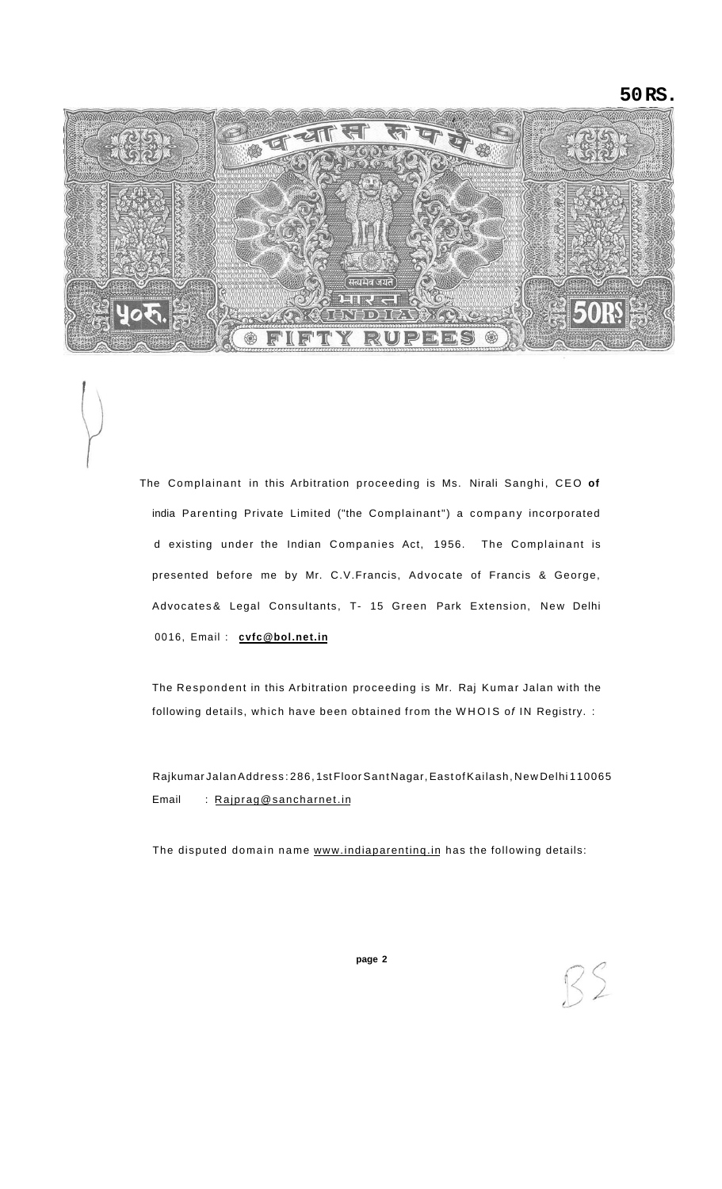50RS.

The Complainant in this Arbitration proceeding is Ms. Nirali Sanghi, CEO **of** india Parenting Private Limited ("the Complainant") a company incorporated d existing under the Indian Companies Act, 1956. The Complainant is presented before me by Mr. C.V.Francis, Advocate of Francis & George, Advocates& Legal Consultants, T- 15 Green Park Extension, New Delhi 0016, Email : **cvfc@bol.net.in**

The Respondent in this Arbitration proceeding is Mr. Raj Kumar Jalan with the following details, which have been obtained from the WHOIS of IN Registry. :

RajkumarJalanAddress:286,1stFloorSantNagar,EastofKailash,NewDelhi110065
Email : Rajprag@sancharnet.in

The disputed domain name www.indiaparenting.in has the following details: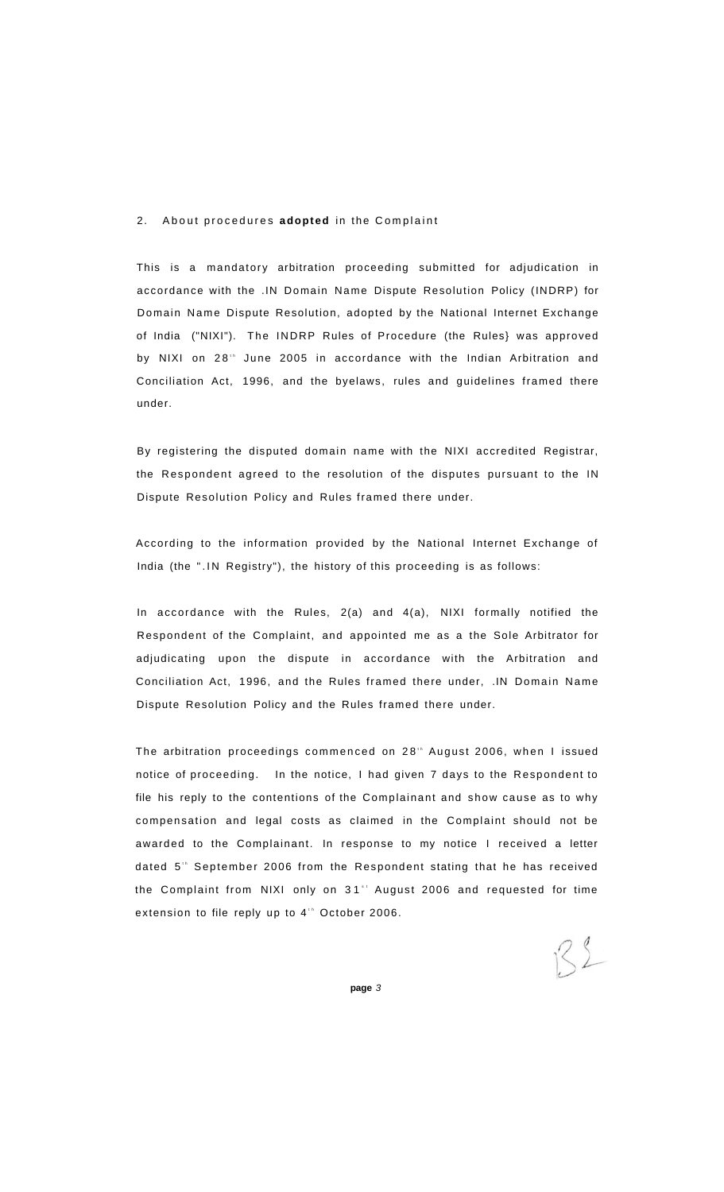2. About procedures **adopted** in the Complaint

This is a mandatory arbitration proceeding submitted for adjudication in accordance with the .IN Domain Name Dispute Resolution Policy (INDRP) for Domain Name Dispute Resolution, adopted by the National Internet Exchange of India ("NIXI"). The INDRP Rules of Procedure (the Rules} was approved by NIXI on 28th June 2005 in accordance with the Indian Arbitration and Conciliation Act, 1996, and the byelaws, rules and guidelines framed there under.

By registering the disputed domain name with the NIXI accredited Registrar, the Respondent agreed to the resolution of the disputes pursuant to the IN Dispute Resolution Policy and Rules framed there under.

According to the information provided by the National Internet Exchange of India (the ".IN Registry"), the history of this proceeding is as follows:

In accordance with the Rules, 2(a) and 4(a), NIXI formally notified the Respondent of the Complaint, and appointed me as a the Sole Arbitrator for adjudicating upon the dispute in accordance with the Arbitration and Conciliation Act, 1996, and the Rules framed there under, .IN Domain Name Dispute Resolution Policy and the Rules framed there under.

The arbitration proceedings commenced on 28th August 2006, when I issued notice of proceeding. In the notice, I had given 7 days to the Respondent to file his reply to the contentions of the Complainant and show cause as to why compensation and legal costs as claimed in the Complaint should not be awarded to the Complainant. In response to my notice I received a letter dated 5th September 2006 from the Respondent stating that he has received the Complaint from NIXI only on 31st August 2006 and requested for time extension to file reply up to 4th October 2006.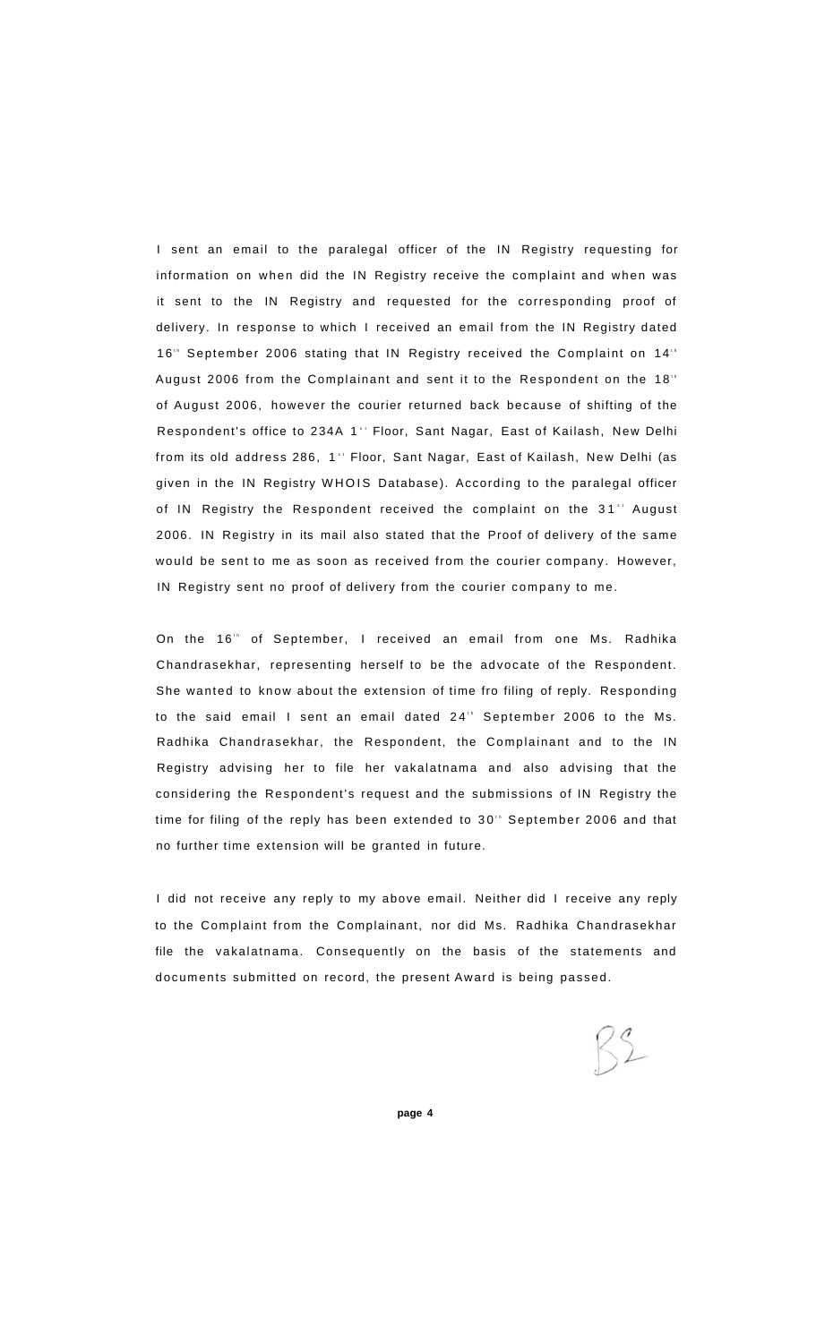I sent an email to the paralegal officer of the IN Registry requesting for information on when did the IN Registry receive the complaint and when was it sent to the IN Registry and requested for the corresponding proof of delivery. In response to which I received an email from the IN Registry dated 16th September 2006 stating that IN Registry received the Complaint on 14th August 2006 from the Complainant and sent it to the Respondent on the 18th of August 2006, however the courier returned back because of shifting of the Respondent's office to 234A 1st Floor, Sant Nagar, East of Kailash, New Delhi from its old address 286, 1st Floor, Sant Nagar, East of Kailash, New Delhi (as given in the IN Registry WHOIS Database). According to the paralegal officer of IN Registry the Respondent received the complaint on the 31st August 2006. IN Registry in its mail also stated that the Proof of delivery of the same would be sent to me as soon as received from the courier company. However, IN Registry sent no proof of delivery from the courier company to me.

On the 16th of September, I received an email from one Ms. Radhika Chandrasekhar, representing herself to be the advocate of the Respondent. She wanted to know about the extension of time fro filing of reply. Responding to the said email I sent an email dated 24th September 2006 to the Ms. Radhika Chandrasekhar, the Respondent, the Complainant and to the IN Registry advising her to file her vakalatnama and also advising that the considering the Respondent's request and the submissions of IN Registry the time for filing of the reply has been extended to 30th September 2006 and that no further time extension will be granted in future.

I did not receive any reply to my above email. Neither did I receive any reply to the Complaint from the Complainant, nor did Ms. Radhika Chandrasekhar file the vakalatnama. Consequently on the basis of the statements and documents submitted on record, the present Award is being passed.

BS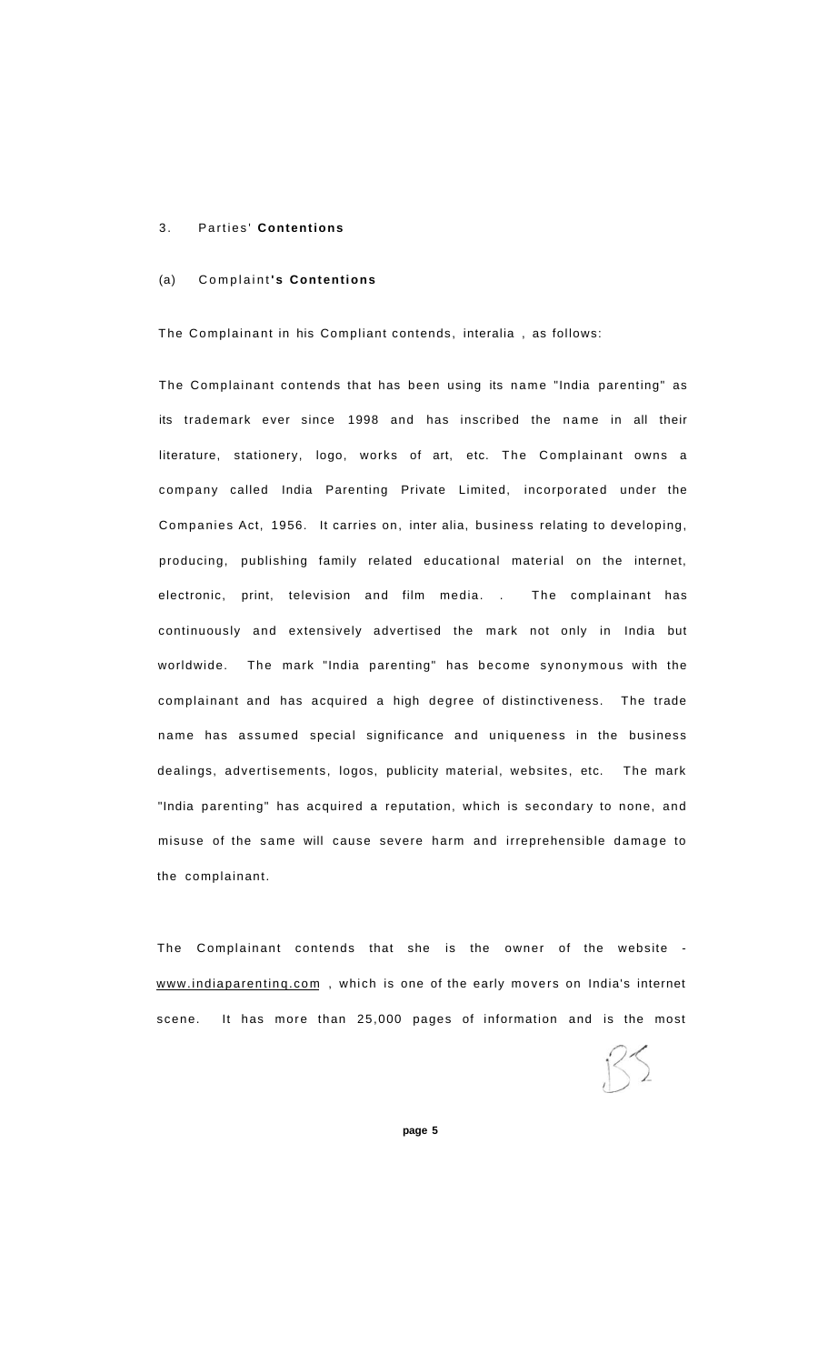3. Parties' **Contentions**

(a) Complaint**'s Contentions**

The Complainant in his Compliant contends, interalia , as follows:

The Complainant contends that has been using its name "India parenting" as its trademark ever since 1998 and has inscribed the name in all their literature, stationery, logo, works of art, etc. The Complainant owns a company called India Parenting Private Limited, incorporated under the Companies Act, 1956. It carries on, inter alia, business relating to developing, producing, publishing family related educational material on the internet, electronic, print, television and film media. . The complainant has continuously and extensively advertised the mark not only in India but worldwide. The mark "India parenting" has become synonymous with the complainant and has acquired a high degree of distinctiveness. The trade name has assumed special significance and uniqueness in the business dealings, advertisements, logos, publicity material, websites, etc. The mark "India parenting" has acquired a reputation, which is secondary to none, and misuse of the same will cause severe harm and irreprehensible damage to the complainant.

The Complainant contends that she is the owner of the website - www.indiaparentinq.com , which is one of the early movers on India's internet scene. It has more than 25,000 pages of information and is the most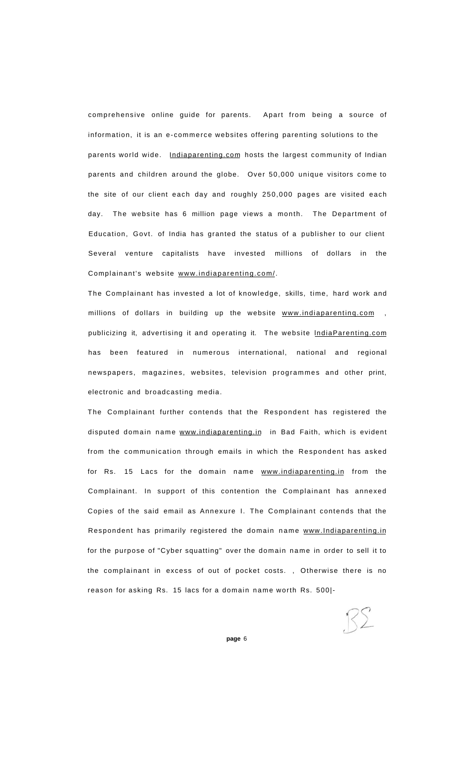comprehensive online guide for parents. Apart from being a source of information, it is an e-commerce websites offering parenting solutions to the parents world wide. Indiaparenting.com hosts the largest community of Indian parents and children around the globe. Over 50,000 unique visitors come to the site of our client each day and roughly 250,000 pages are visited each day. The website has 6 million page views a month. The Department of Education, Govt. of India has granted the status of a publisher to our client Several venture capitalists have invested millions of dollars in the Complainant's website www.indiaparenting.com/.

The Complainant has invested a lot of knowledge, skills, time, hard work and millions of dollars in building up the website www.indiaparentinq.com , publicizing it, advertising it and operating it. The website IndiaParenting.com has been featured in numerous international, national and regional newspapers, magazines, websites, television programmes and other print, electronic and broadcasting media.

The Complainant further contends that the Respondent has registered the disputed domain name www.indiaparenting.in in Bad Faith, which is evident from the communication through emails in which the Respondent has asked for Rs. 15 Lacs for the domain name www.indiaparenting.in from the Complainant. In support of this contention the Complainant has annexed Copies of the said email as Annexure I. The Complainant contends that the Respondent has primarily registered the domain name www.Indiaparenting.in for the purpose of "Cyber squatting" over the domain name in order to sell it to the complainant in excess of out of pocket costs. , Otherwise there is no reason for asking Rs. 15 lacs for a domain name worth Rs. 500|-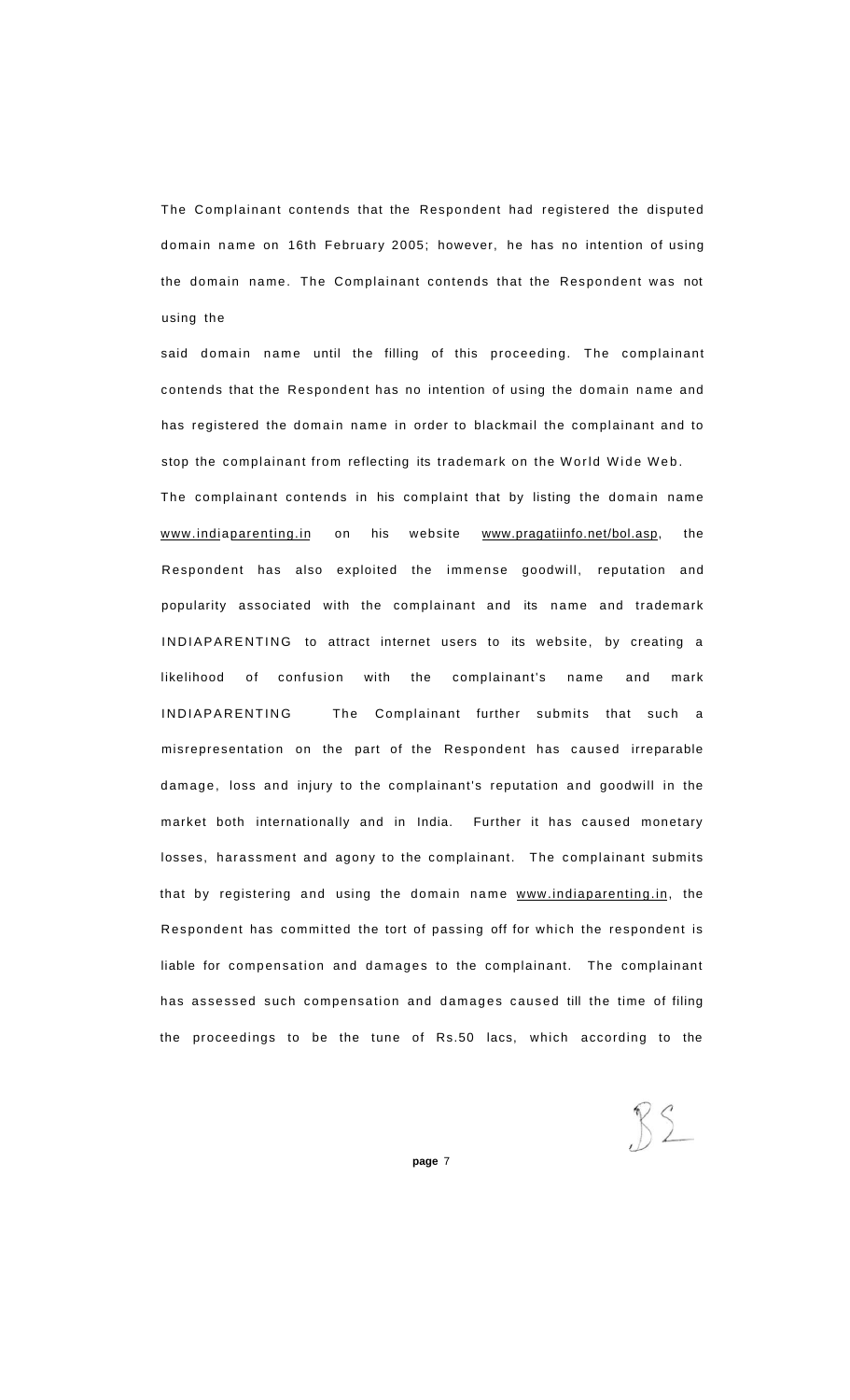The Complainant contends that the Respondent had registered the disputed domain name on 16th February 2005; however, he has no intention of using the domain name. The Complainant contends that the Respondent was not using the

said domain name until the filling of this proceeding. The complainant contends that the Respondent has no intention of using the domain name and has registered the domain name in order to blackmail the complainant and to stop the complainant from reflecting its trademark on the World Wide Web.

The complainant contends in his complaint that by listing the domain name www.indiaparenting.in on his website www.pragatiinfo.net/bol.asp, the Respondent has also exploited the immense goodwill, reputation and popularity associated with the complainant and its name and trademark INDIAPARENTING to attract internet users to its website, by creating a likelihood of confusion with the complainant's name and mark INDIAPARENTING The Complainant further submits that such a misrepresentation on the part of the Respondent has caused irreparable damage, loss and injury to the complainant's reputation and goodwill in the market both internationally and in India. Further it has caused monetary losses, harassment and agony to the complainant. The complainant submits that by registering and using the domain name www.indiaparenting.in, the Respondent has committed the tort of passing off for which the respondent is liable for compensation and damages to the complainant. The complainant has assessed such compensation and damages caused till the time of filing the proceedings to be the tune of Rs.50 lacs, which according to the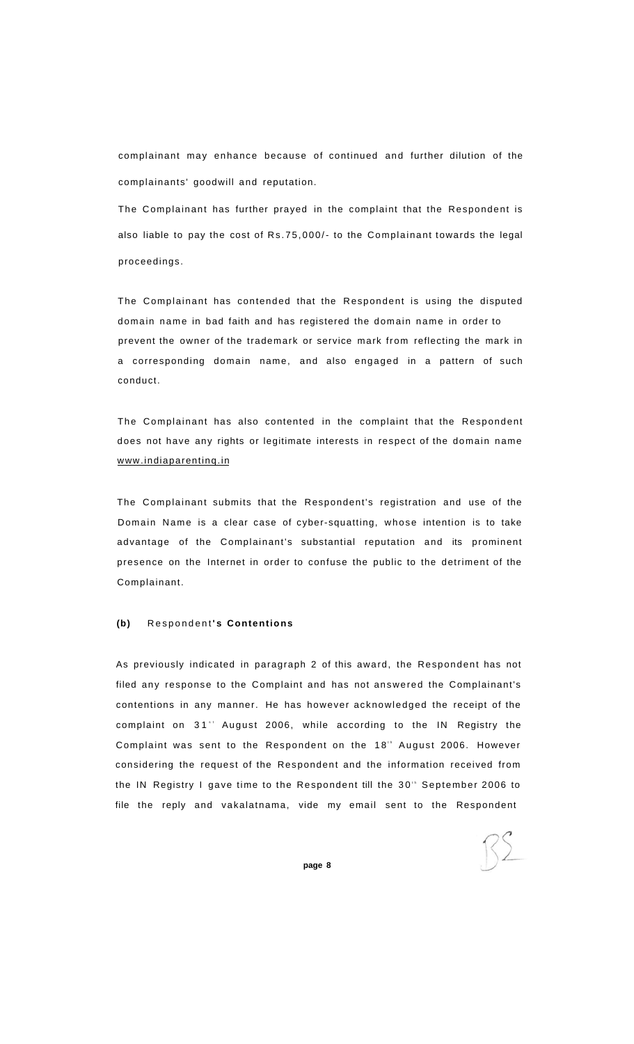complainant may enhance because of continued and further dilution of the complainants' goodwill and reputation.

The Complainant has further prayed in the complaint that the Respondent is also liable to pay the cost of Rs.75,000/- to the Complainant towards the legal proceedings.

The Complainant has contended that the Respondent is using the disputed domain name in bad faith and has registered the domain name in order to prevent the owner of the trademark or service mark from reflecting the mark in a corresponding domain name, and also engaged in a pattern of such conduct.

The Complainant has also contented in the complaint that the Respondent does not have any rights or legitimate interests in respect of the domain name www.indiaparentinq.in

The Complainant submits that the Respondent's registration and use of the Domain Name is a clear case of cyber-squatting, whose intention is to take advantage of the Complainant's substantial reputation and its prominent presence on the Internet in order to confuse the public to the detriment of the Complainant.

**(b)** Respondent**'s Contentions**

As previously indicated in paragraph 2 of this award, the Respondent has not filed any response to the Complaint and has not answered the Complainant's contentions in any manner. He has however acknowledged the receipt of the complaint on 31st August 2006, while according to the IN Registry the Complaint was sent to the Respondent on the 18th August 2006. However considering the request of the Respondent and the information received from the IN Registry I gave time to the Respondent till the 30th September 2006 to file the reply and vakalatnama, vide my email sent to the Respondent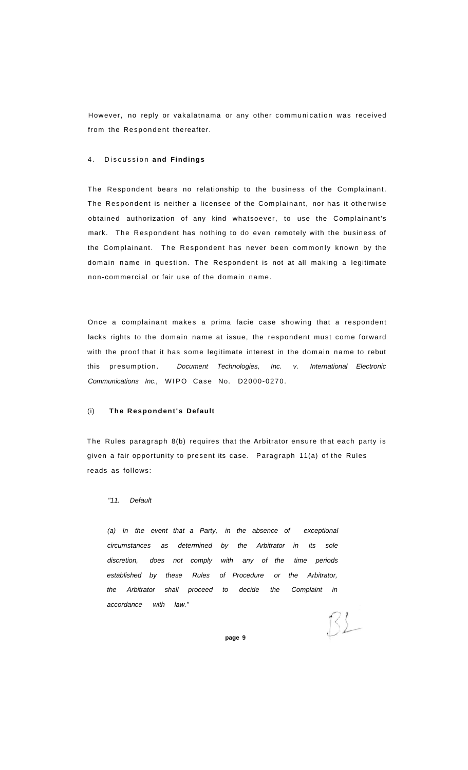However, no reply or vakalatnama or any other communication was received from the Respondent thereafter.

## 4. Discussion **and Findings**

The Respondent bears no relationship to the business of the Complainant. The Respondent is neither a licensee of the Complainant, nor has it otherwise obtained authorization of any kind whatsoever, to use the Complainant's mark. The Respondent has nothing to do even remotely with the business of the Complainant. The Respondent has never been commonly known by the domain name in question. The Respondent is not at all making a legitimate non-commercial or fair use of the domain name.

Once a complainant makes a prima facie case showing that a respondent lacks rights to the domain name at issue, the respondent must come forward with the proof that it has some legitimate interest in the domain name to rebut this presumption. *Document Technologies, Inc. v. International Electronic Communications Inc.,* WIPO Case No. D2000-0270.

### (i) **The Respondent's Default**

The Rules paragraph 8(b) requires that the Arbitrator ensure that each party is given a fair opportunity to present its case. Paragraph 11(a) of the Rules reads as follows:

> *"11. Default*
>
> *(a) In the event that a Party, in the absence of exceptional circumstances as determined by the Arbitrator in its sole discretion, does not comply with any of the time periods established by these Rules of Procedure or the Arbitrator, the Arbitrator shall proceed to decide the Complaint in accordance with law."*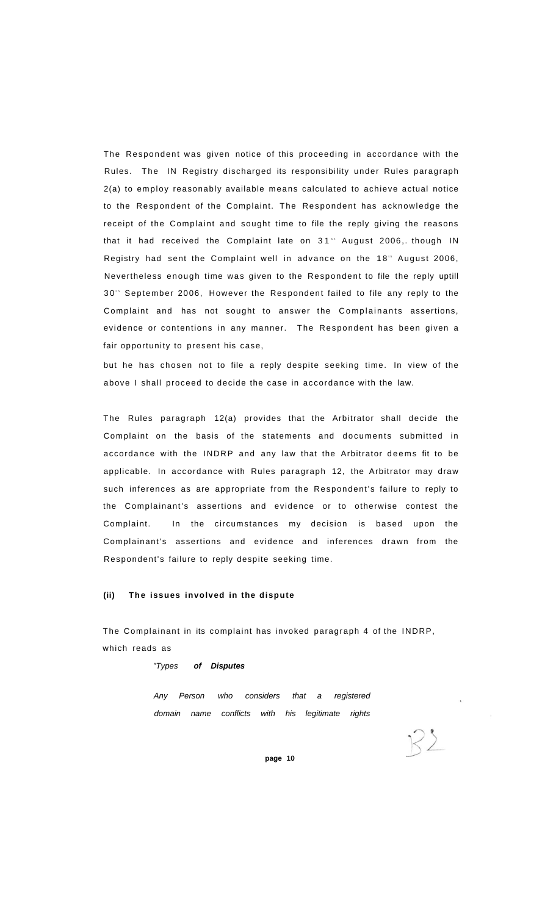The Respondent was given notice of this proceeding in accordance with the Rules. The IN Registry discharged its responsibility under Rules paragraph 2(a) to employ reasonably available means calculated to achieve actual notice to the Respondent of the Complaint. The Respondent has acknowledge the receipt of the Complaint and sought time to file the reply giving the reasons that it had received the Complaint late on 31st August 2006,. though IN Registry had sent the Complaint well in advance on the 18th August 2006, Nevertheless enough time was given to the Respondent to file the reply uptill 30th September 2006, However the Respondent failed to file any reply to the Complaint and has not sought to answer the Complainants assertions, evidence or contentions in any manner. The Respondent has been given a fair opportunity to present his case,

but he has chosen not to file a reply despite seeking time. In view of the above I shall proceed to decide the case in accordance with the law.

The Rules paragraph 12(a) provides that the Arbitrator shall decide the Complaint on the basis of the statements and documents submitted in accordance with the INDRP and any law that the Arbitrator deems fit to be applicable. In accordance with Rules paragraph 12, the Arbitrator may draw such inferences as are appropriate from the Respondent's failure to reply to the Complainant's assertions and evidence or to otherwise contest the Complaint. In the circumstances my decision is based upon the Complainant's assertions and evidence and inferences drawn from the Respondent's failure to reply despite seeking time.

**(ii) The issues involved in the dispute**

The Complainant in its complaint has invoked paragraph 4 of the INDRP, which reads as

> *"Types **of Disputes***
>
> *Any Person who considers that a registered domain name conflicts with his legitimate rights*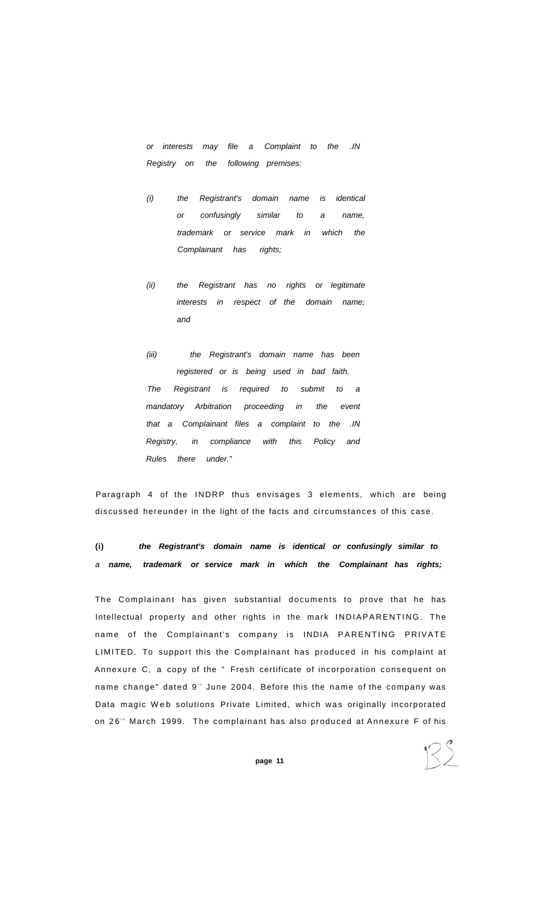*or interests may file a Complaint to the .IN Registry on the following premises:*

*(i) the Registrant's domain name is identical or confusingly similar to a name, trademark or service mark in which the Complainant has rights;*

*(ii) the Registrant has no rights or legitimate interests in respect of the domain name; and*

*(iii) the Registrant's domain name has been registered or is being used in bad faith.*

*The Registrant is required to submit to a mandatory Arbitration proceeding in the event that a Complainant files a complaint to the .IN Registry, in compliance with this Policy and Rules there under."*

Paragraph 4 of the INDRP thus envisages 3 elements, which are being discussed hereunder in the light of the facts and circumstances of this case.

**(i) *the Registrant's domain name is identical or confusingly similar to a name, trademark or service mark in which the Complainant has rights;***

The Complainant has given substantial documents to prove that he has Intellectual property and other rights in the mark INDIAPARENTING. The name of the Complainant's company is INDIA PARENTING PRIVATE LIMITED. To support this the Complainant has produced in his complaint at Annexure C, a copy of the " Fresh certificate of incorporation consequent on name change" dated 9th June 2004. Before this the name of the company was Data magic Web solutions Private Limited, which was originally incorporated on 26th March 1999. The complainant has also produced at Annexure F of his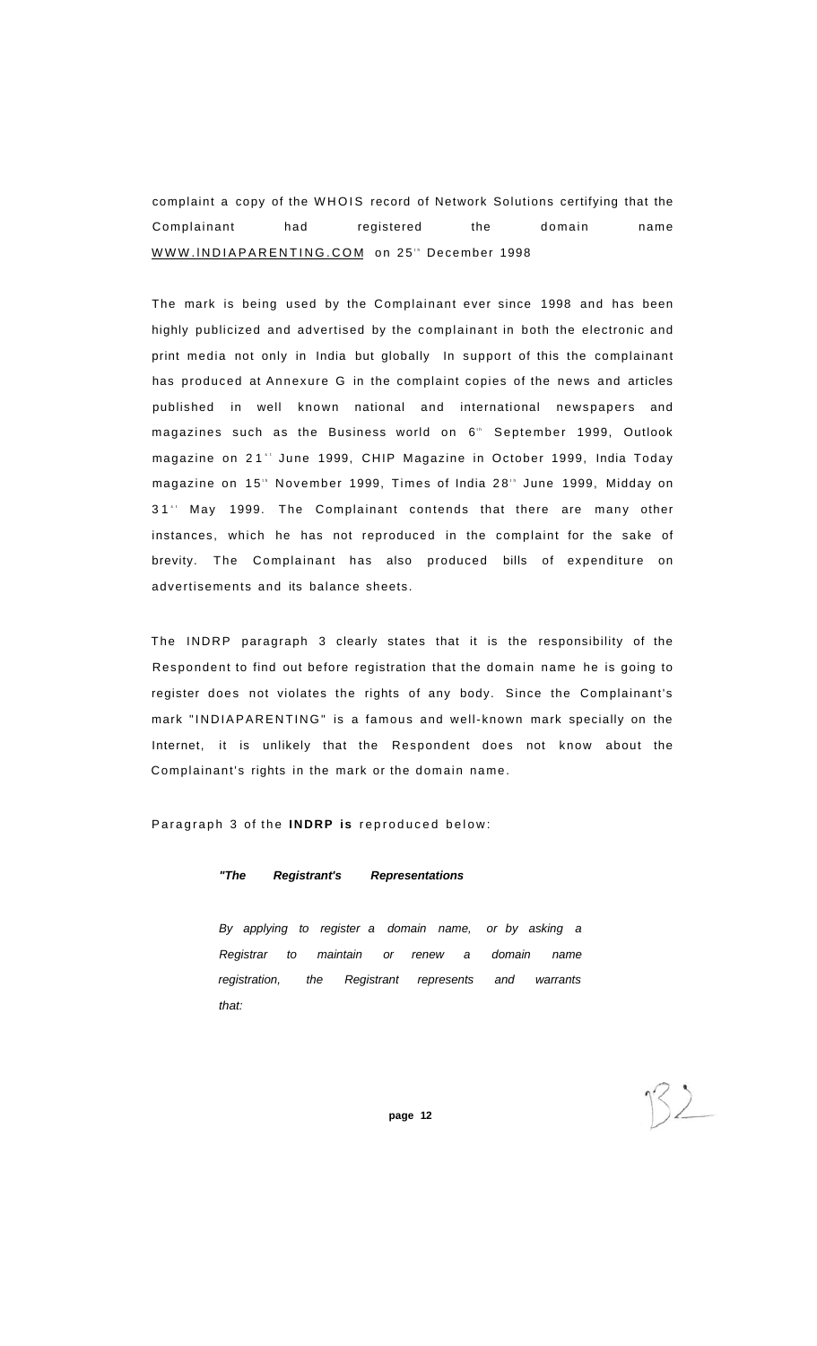complaint a copy of the WHOIS record of Network Solutions certifying that the Complainant had registered the domain name WWW.INDIAPARENTING.COM on 25th December 1998

The mark is being used by the Complainant ever since 1998 and has been highly publicized and advertised by the complainant in both the electronic and print media not only in India but globally In support of this the complainant has produced at Annexure G in the complaint copies of the news and articles published in well known national and international newspapers and magazines such as the Business world on 6th September 1999, Outlook magazine on 21st June 1999, CHIP Magazine in October 1999, India Today magazine on 15th November 1999, Times of India 28th June 1999, Midday on 31st May 1999. The Complainant contends that there are many other instances, which he has not reproduced in the complaint for the sake of brevity. The Complainant has also produced bills of expenditure on advertisements and its balance sheets.

The INDRP paragraph 3 clearly states that it is the responsibility of the Respondent to find out before registration that the domain name he is going to register does not violates the rights of any body. Since the Complainant's mark "INDIAPARENTING" is a famous and well-known mark specially on the Internet, it is unlikely that the Respondent does not know about the Complainant's rights in the mark or the domain name.

Paragraph 3 of the **INDRP is** reproduced below:

> ***"The Registrant's Representations***
>
> *By applying to register a domain name, or by asking a Registrar to maintain or renew a domain name registration, the Registrant represents and warrants that:*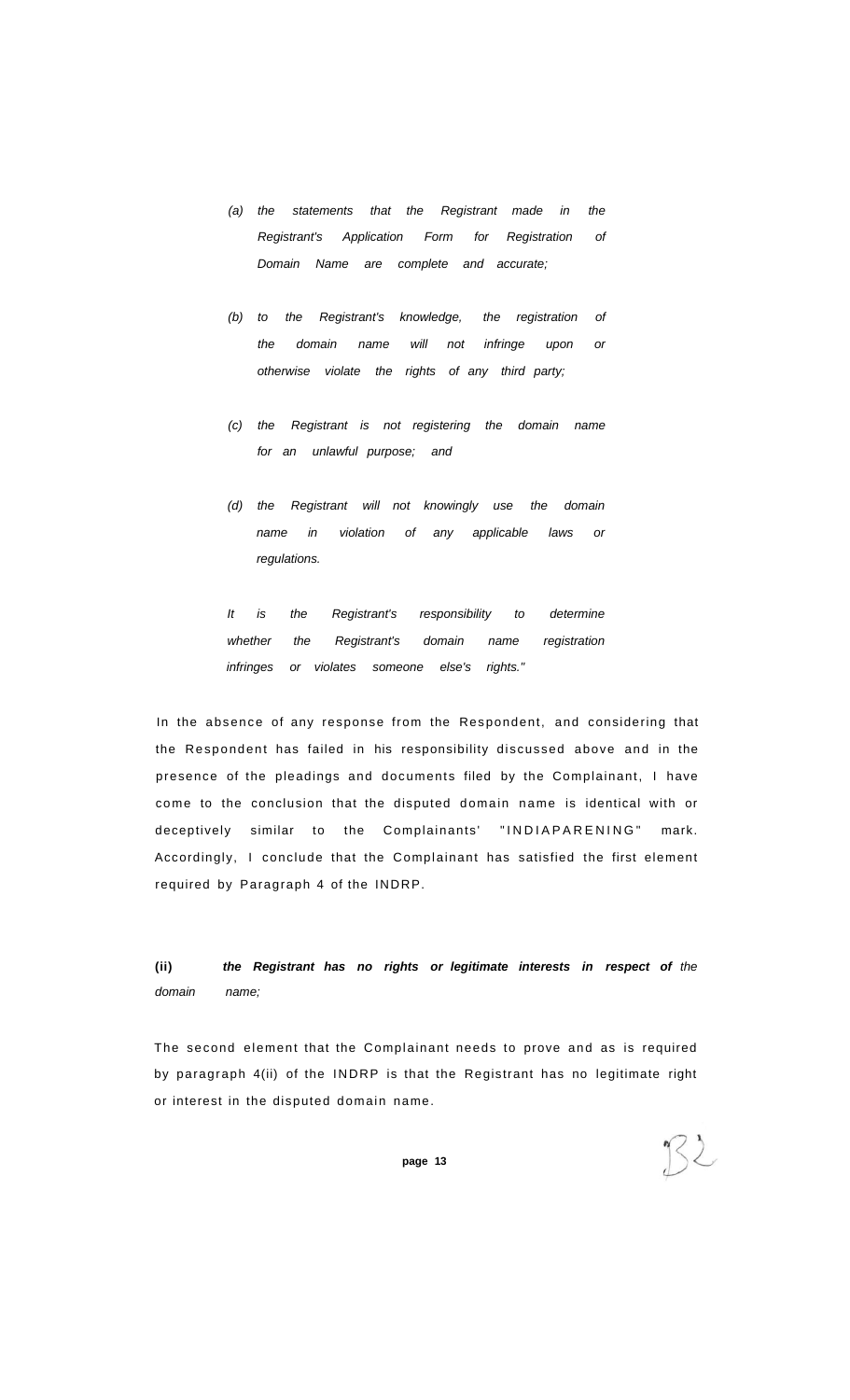*(a) the statements that the Registrant made in the Registrant's Application Form for Registration of Domain Name are complete and accurate;*

*(b) to the Registrant's knowledge, the registration of the domain name will not infringe upon or otherwise violate the rights of any third party;*

*(c) the Registrant is not registering the domain name for an unlawful purpose; and*

*(d) the Registrant will not knowingly use the domain name in violation of any applicable laws or regulations.*

*It is the Registrant's responsibility to determine whether the Registrant's domain name registration infringes or violates someone else's rights."*

In the absence of any response from the Respondent, and considering that the Respondent has failed in his responsibility discussed above and in the presence of the pleadings and documents filed by the Complainant, I have come to the conclusion that the disputed domain name is identical with or deceptively similar to the Complainants' "INDIAPARENING" mark. Accordingly, I conclude that the Complainant has satisfied the first element required by Paragraph 4 of the INDRP.

**(ii)** ***the Registrant has no rights or legitimate interests in respect of*** *the domain name;*

The second element that the Complainant needs to prove and as is required by paragraph 4(ii) of the INDRP is that the Registrant has no legitimate right or interest in the disputed domain name.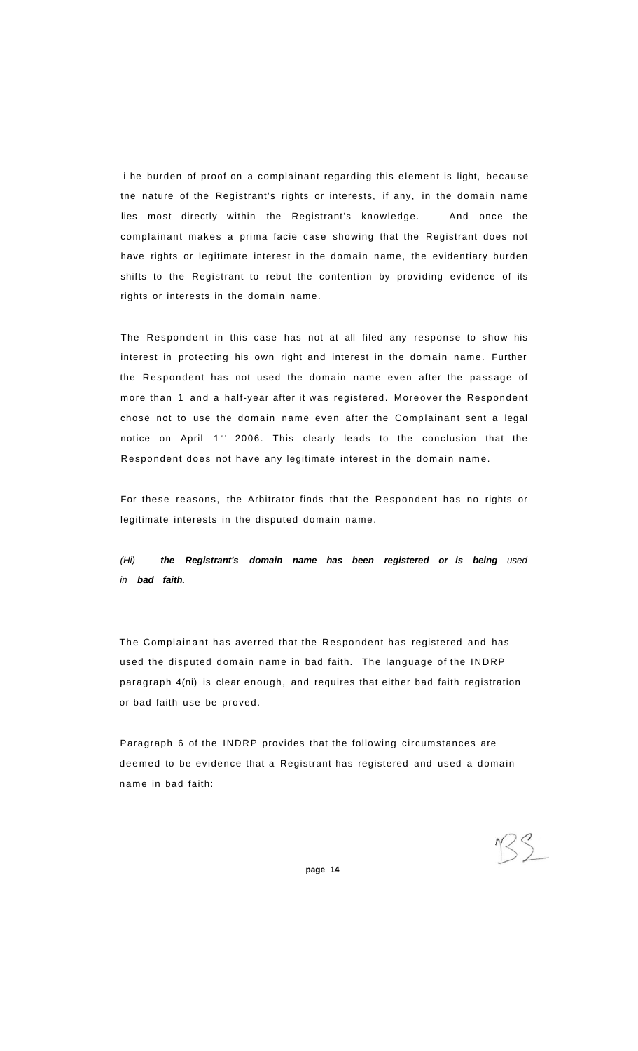i he burden of proof on a complainant regarding this element is light, because tne nature of the Registrant's rights or interests, if any, in the domain name lies most directly within the Registrant's knowledge. And once the complainant makes a prima facie case showing that the Registrant does not have rights or legitimate interest in the domain name, the evidentiary burden shifts to the Registrant to rebut the contention by providing evidence of its rights or interests in the domain name.

The Respondent in this case has not at all filed any response to show his interest in protecting his own right and interest in the domain name. Further the Respondent has not used the domain name even after the passage of more than 1 and a half-year after it was registered. Moreover the Respondent chose not to use the domain name even after the Complainant sent a legal notice on April 1'' 2006. This clearly leads to the conclusion that the Respondent does not have any legitimate interest in the domain name.

For these reasons, the Arbitrator finds that the Respondent has no rights or legitimate interests in the disputed domain name.

*(Hi)* ***the Registrant's domain name has been registered or is being*** *used in* ***bad faith.***

The Complainant has averred that the Respondent has registered and has used the disputed domain name in bad faith. The language of the INDRP paragraph 4(ni) is clear enough, and requires that either bad faith registration or bad faith use be proved.

Paragraph 6 of the INDRP provides that the following circumstances are deemed to be evidence that a Registrant has registered and used a domain name in bad faith:

BS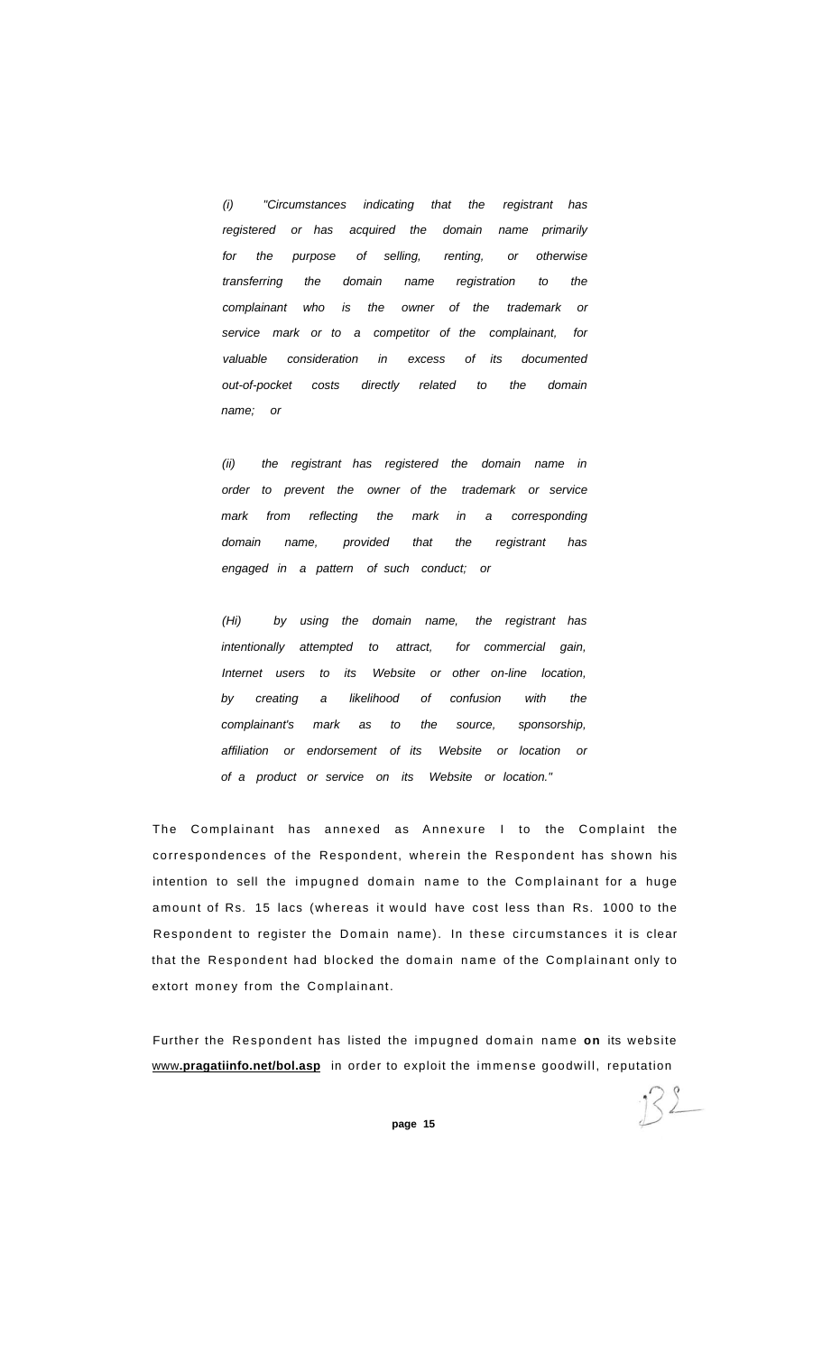*(i) "Circumstances indicating that the registrant has registered or has acquired the domain name primarily for the purpose of selling, renting, or otherwise transferring the domain name registration to the complainant who is the owner of the trademark or service mark or to a competitor of the complainant, for valuable consideration in excess of its documented out-of-pocket costs directly related to the domain name; or*

*(ii) the registrant has registered the domain name in order to prevent the owner of the trademark or service mark from reflecting the mark in a corresponding domain name, provided that the registrant has engaged in a pattern of such conduct; or*

*(Hi) by using the domain name, the registrant has intentionally attempted to attract, for commercial gain, Internet users to its Website or other on-line location, by creating a likelihood of confusion with the complainant's mark as to the source, sponsorship, affiliation or endorsement of its Website or location or of a product or service on its Website or location."*

The Complainant has annexed as Annexure I to the Complaint the correspondences of the Respondent, wherein the Respondent has shown his intention to sell the impugned domain name to the Complainant for a huge amount of Rs. 15 lacs (whereas it would have cost less than Rs. 1000 to the Respondent to register the Domain name). In these circumstances it is clear that the Respondent had blocked the domain name of the Complainant only to extort money from the Complainant.

Further the Respondent has listed the impugned domain name **on** its website www**.pragatiinfo.net/bol.asp** in order to exploit the immense goodwill, reputation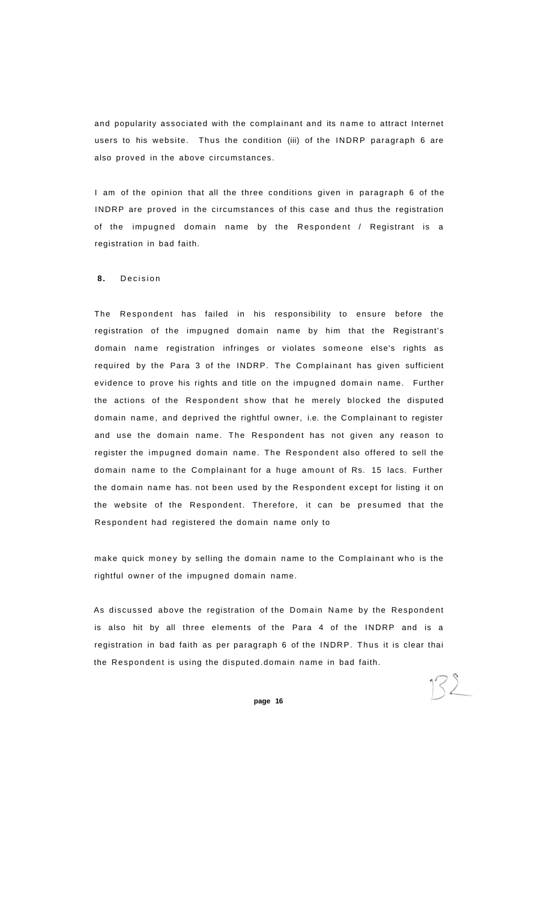and popularity associated with the complainant and its name to attract Internet users to his website. Thus the condition (iii) of the INDRP paragraph 6 are also proved in the above circumstances.

I am of the opinion that all the three conditions given in paragraph 6 of the INDRP are proved in the circumstances of this case and thus the registration of the impugned domain name by the Respondent / Registrant is a registration in bad faith.

**8.** Decision

The Respondent has failed in his responsibility to ensure before the registration of the impugned domain name by him that the Registrant's domain name registration infringes or violates someone else's rights as required by the Para 3 of the INDRP. The Complainant has given sufficient evidence to prove his rights and title on the impugned domain name. Further the actions of the Respondent show that he merely blocked the disputed domain name, and deprived the rightful owner, i.e. the Complainant to register and use the domain name. The Respondent has not given any reason to register the impugned domain name. The Respondent also offered to sell the domain name to the Complainant for a huge amount of Rs. 15 lacs. Further the domain name has. not been used by the Respondent except for listing it on the website of the Respondent. Therefore, it can be presumed that the Respondent had registered the domain name only to

make quick money by selling the domain name to the Complainant who is the rightful owner of the impugned domain name.

As discussed above the registration of the Domain Name by the Respondent is also hit by all three elements of the Para 4 of the INDRP and is a registration in bad faith as per paragraph 6 of the INDRP. Thus it is clear thai the Respondent is using the disputed.domain name in bad faith.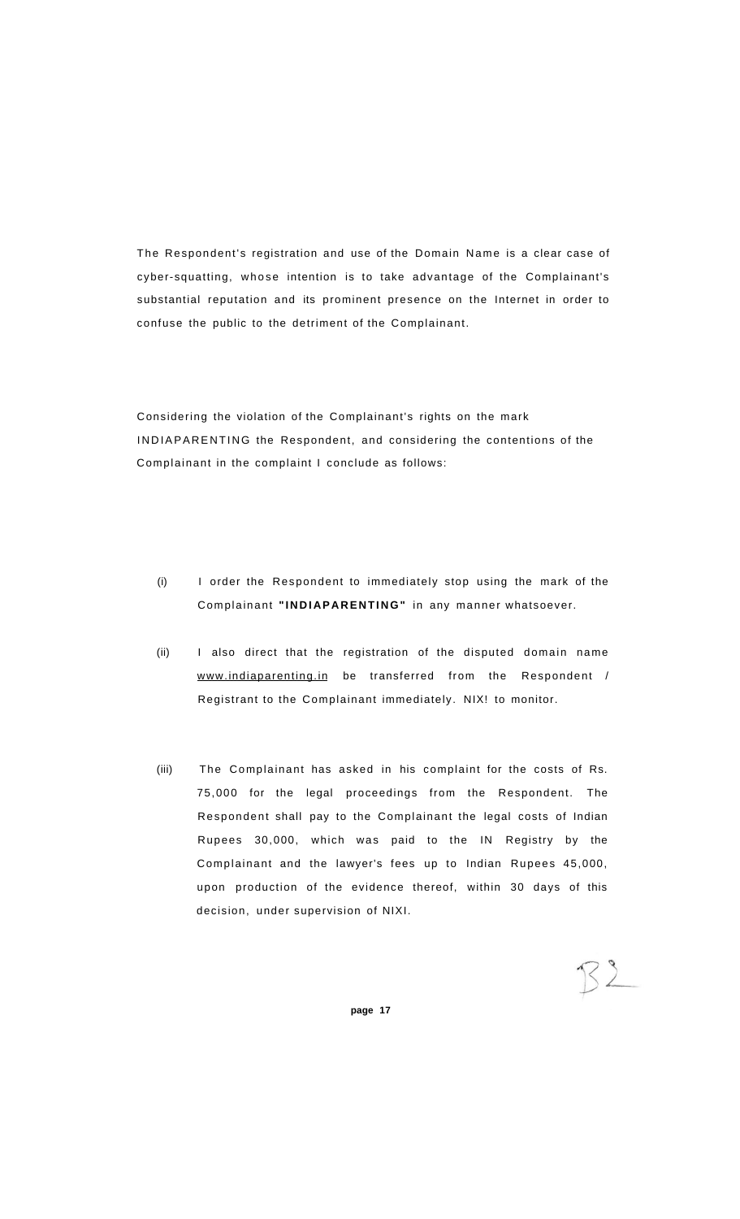The Respondent's registration and use of the Domain Name is a clear case of cyber-squatting, whose intention is to take advantage of the Complainant's substantial reputation and its prominent presence on the Internet in order to confuse the public to the detriment of the Complainant.

Considering the violation of the Complainant's rights on the mark INDIAPARENTING the Respondent, and considering the contentions of the Complainant in the complaint I conclude as follows:

(i) I order the Respondent to immediately stop using the mark of the Complainant **"INDIAPARENTING"** in any manner whatsoever.

(ii) I also direct that the registration of the disputed domain name www.indiaparenting.in be transferred from the Respondent / Registrant to the Complainant immediately. NIX! to monitor.

(iii) The Complainant has asked in his complaint for the costs of Rs. 75,000 for the legal proceedings from the Respondent. The Respondent shall pay to the Complainant the legal costs of Indian Rupees 30,000, which was paid to the IN Registry by the Complainant and the lawyer's fees up to Indian Rupees 45,000, upon production of the evidence thereof, within 30 days of this decision, under supervision of NIXI.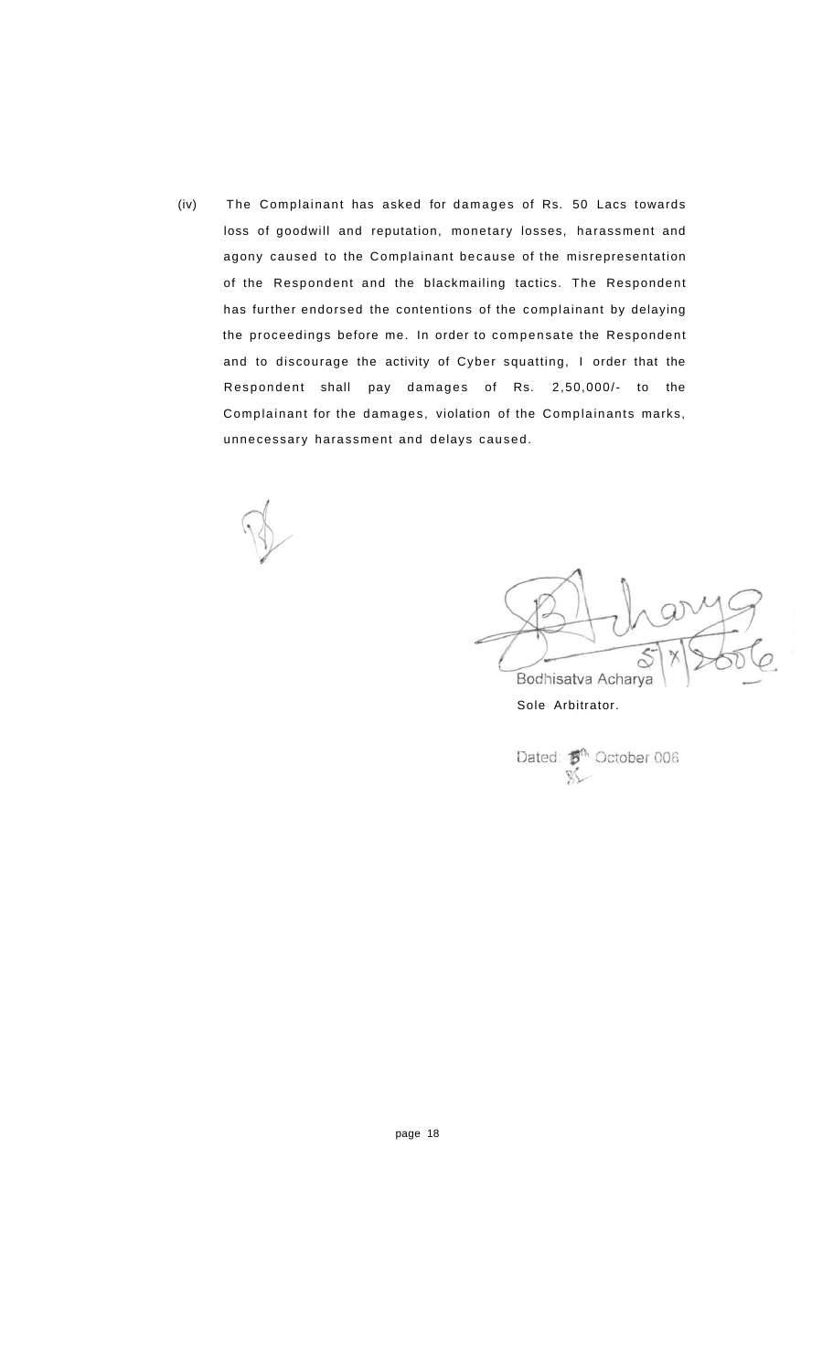(iv) The Complainant has asked for damages of Rs. 50 Lacs towards loss of goodwill and reputation, monetary losses, harassment and agony caused to the Complainant because of the misrepresentation of the Respondent and the blackmailing tactics. The Respondent has further endorsed the contentions of the complainant by delaying the proceedings before me. In order to compensate the Respondent and to discourage the activity of Cyber squatting, I order that the Respondent shall pay damages of Rs. 2,50,000/- to the Complainant for the damages, violation of the Complainants marks, unnecessary harassment and delays caused.

Bodhisatva Acharya

Sole Arbitrator.

Dated: 5th October 006